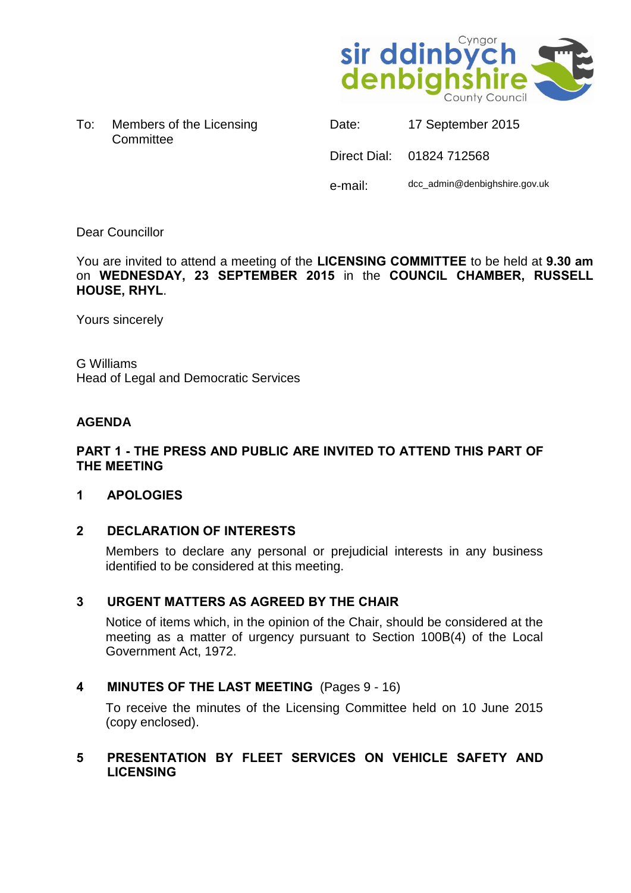Cyngor sir ddinbych denbighshire County Council

To: Members of the Licensing Committee

Date: 17 September 2015

Direct Dial: 01824 712568

e-mail: dcc_admin@denbighshire.gov.uk

Dear Councillor

You are invited to attend a meeting of the **LICENSING COMMITTEE** to be held at **9.30 am** on **WEDNESDAY, 23 SEPTEMBER 2015** in the **COUNCIL CHAMBER, RUSSELL HOUSE, RHYL**.

Yours sincerely

G Williams
Head of Legal and Democratic Services

## AGENDA

### PART 1 - THE PRESS AND PUBLIC ARE INVITED TO ATTEND THIS PART OF THE MEETING

**1 APOLOGIES**

**2 DECLARATION OF INTERESTS**

Members to declare any personal or prejudicial interests in any business identified to be considered at this meeting.

**3 URGENT MATTERS AS AGREED BY THE CHAIR**

Notice of items which, in the opinion of the Chair, should be considered at the meeting as a matter of urgency pursuant to Section 100B(4) of the Local Government Act, 1972.

**4 MINUTES OF THE LAST MEETING** (Pages 9 - 16)

To receive the minutes of the Licensing Committee held on 10 June 2015 (copy enclosed).

**5 PRESENTATION BY FLEET SERVICES ON VEHICLE SAFETY AND LICENSING**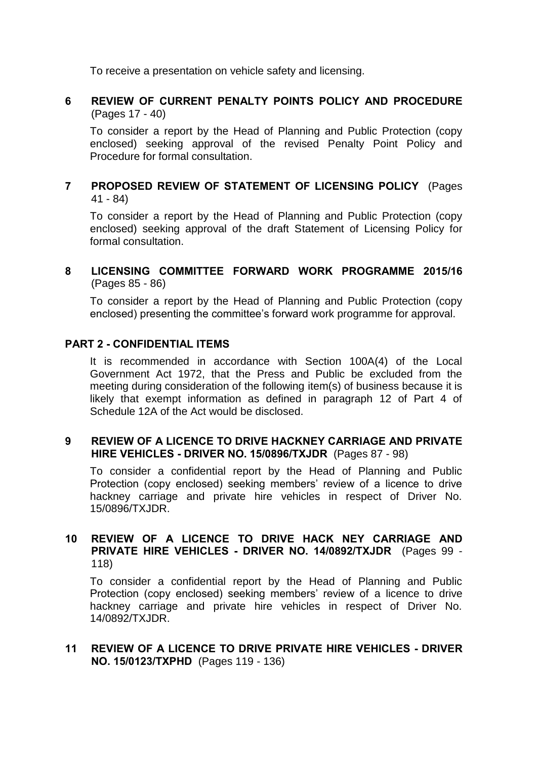To receive a presentation on vehicle safety and licensing.

**6 REVIEW OF CURRENT PENALTY POINTS POLICY AND PROCEDURE** (Pages 17 - 40)

To consider a report by the Head of Planning and Public Protection (copy enclosed) seeking approval of the revised Penalty Point Policy and Procedure for formal consultation.

**7 PROPOSED REVIEW OF STATEMENT OF LICENSING POLICY** (Pages 41 - 84)

To consider a report by the Head of Planning and Public Protection (copy enclosed) seeking approval of the draft Statement of Licensing Policy for formal consultation.

**8 LICENSING COMMITTEE FORWARD WORK PROGRAMME 2015/16** (Pages 85 - 86)

To consider a report by the Head of Planning and Public Protection (copy enclosed) presenting the committee's forward work programme for approval.

**PART 2 - CONFIDENTIAL ITEMS**

It is recommended in accordance with Section 100A(4) of the Local Government Act 1972, that the Press and Public be excluded from the meeting during consideration of the following item(s) of business because it is likely that exempt information as defined in paragraph 12 of Part 4 of Schedule 12A of the Act would be disclosed.

**9 REVIEW OF A LICENCE TO DRIVE HACKNEY CARRIAGE AND PRIVATE HIRE VEHICLES - DRIVER NO. 15/0896/TXJDR** (Pages 87 - 98)

To consider a confidential report by the Head of Planning and Public Protection (copy enclosed) seeking members' review of a licence to drive hackney carriage and private hire vehicles in respect of Driver No. 15/0896/TXJDR.

**10 REVIEW OF A LICENCE TO DRIVE HACK NEY CARRIAGE AND PRIVATE HIRE VEHICLES - DRIVER NO. 14/0892/TXJDR** (Pages 99 - 118)

To consider a confidential report by the Head of Planning and Public Protection (copy enclosed) seeking members' review of a licence to drive hackney carriage and private hire vehicles in respect of Driver No. 14/0892/TXJDR.

**11 REVIEW OF A LICENCE TO DRIVE PRIVATE HIRE VEHICLES - DRIVER NO. 15/0123/TXPHD** (Pages 119 - 136)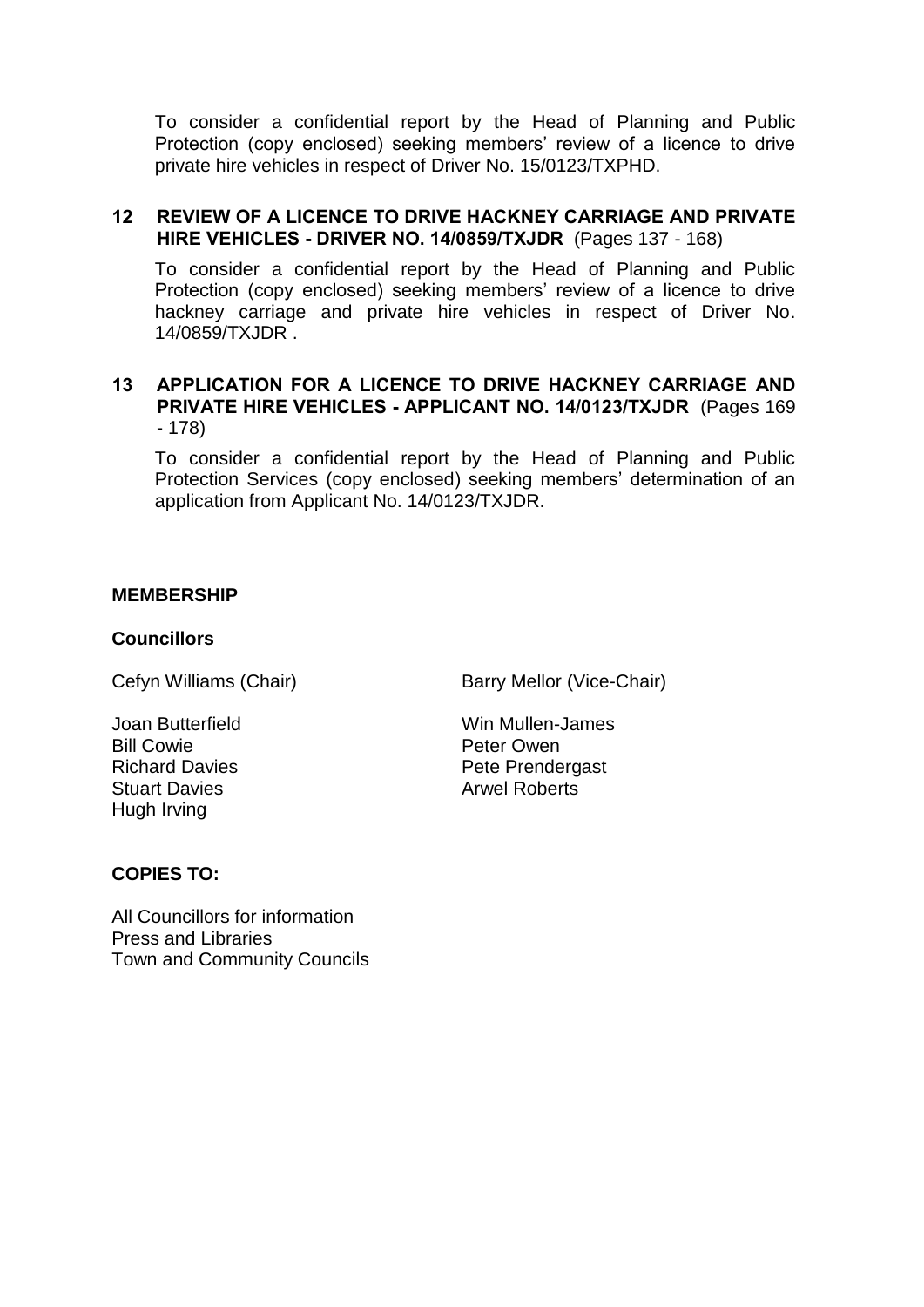To consider a confidential report by the Head of Planning and Public Protection (copy enclosed) seeking members' review of a licence to drive private hire vehicles in respect of Driver No. 15/0123/TXPHD.

**12 REVIEW OF A LICENCE TO DRIVE HACKNEY CARRIAGE AND PRIVATE HIRE VEHICLES - DRIVER NO. 14/0859/TXJDR** (Pages 137 - 168)

To consider a confidential report by the Head of Planning and Public Protection (copy enclosed) seeking members' review of a licence to drive hackney carriage and private hire vehicles in respect of Driver No. 14/0859/TXJDR .

**13 APPLICATION FOR A LICENCE TO DRIVE HACKNEY CARRIAGE AND PRIVATE HIRE VEHICLES - APPLICANT NO. 14/0123/TXJDR** (Pages 169 - 178)

To consider a confidential report by the Head of Planning and Public Protection Services (copy enclosed) seeking members' determination of an application from Applicant No. 14/0123/TXJDR.

**MEMBERSHIP**

**Councillors**

Cefyn Williams (Chair)
Barry Mellor (Vice-Chair)

Joan Butterfield
Bill Cowie
Richard Davies
Stuart Davies
Hugh Irving
Win Mullen-James
Peter Owen
Pete Prendergast
Arwel Roberts

**COPIES TO:**

All Councillors for information
Press and Libraries
Town and Community Councils